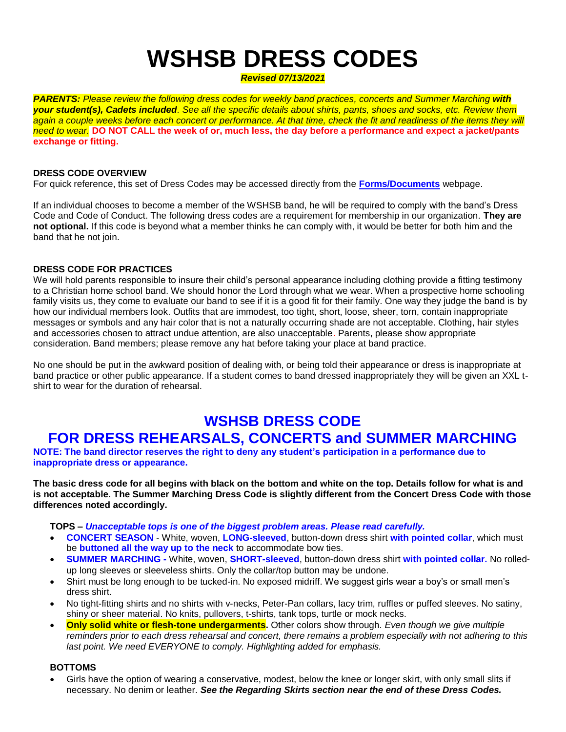# WSHSB DRESS CODES

***Revised 07/13/2021***

***PARENTS:*** *Please review the following dress codes for weekly band practices, concerts and Summer Marching **with your student(s), Cadets included**. See all the specific details about shirts, pants, shoes and socks, etc. Review them again a couple weeks before each concert or performance. At that time, check the fit and readiness of the items they will need to wear.* **DO NOT CALL the week of or, much less, the day before a performance and expect a jacket/pants exchange or fitting.**

### DRESS CODE OVERVIEW

For quick reference, this set of Dress Codes may be accessed directly from the **Forms/Documents** webpage.

If an individual chooses to become a member of the WSHSB band, he will be required to comply with the band's Dress Code and Code of Conduct. The following dress codes are a requirement for membership in our organization. **They are not optional.** If this code is beyond what a member thinks he can comply with, it would be better for both him and the band that he not join.

### DRESS CODE FOR PRACTICES

We will hold parents responsible to insure their child's personal appearance including clothing provide a fitting testimony to a Christian home school band. We should honor the Lord through what we wear. When a prospective home schooling family visits us, they come to evaluate our band to see if it is a good fit for their family. One way they judge the band is by how our individual members look. Outfits that are immodest, too tight, short, loose, sheer, torn, contain inappropriate messages or symbols and any hair color that is not a naturally occurring shade are not acceptable. Clothing, hair styles and accessories chosen to attract undue attention, are also unacceptable. Parents, please show appropriate consideration. Band members; please remove any hat before taking your place at band practice.

No one should be put in the awkward position of dealing with, or being told their appearance or dress is inappropriate at band practice or other public appearance. If a student comes to band dressed inappropriately they will be given an XXL t-shirt to wear for the duration of rehearsal.

## WSHSB DRESS CODE
## FOR DRESS REHEARSALS, CONCERTS and SUMMER MARCHING

**NOTE: The band director reserves the right to deny any student's participation in a performance due to inappropriate dress or appearance.**

**The basic dress code for all begins with black on the bottom and white on the top. Details follow for what is and is not acceptable. The Summer Marching Dress Code is slightly different from the Concert Dress Code with those differences noted accordingly.**

**TOPS –** ***Unacceptable tops is one of the biggest problem areas. Please read carefully.***

- **CONCERT SEASON** - White, woven, **LONG-sleeved**, button-down dress shirt **with pointed collar**, which must be **buttoned all the way up to the neck** to accommodate bow ties.
- **SUMMER MARCHING -** White, woven, **SHORT-sleeved**, button-down dress shirt **with pointed collar.** No rolled-up long sleeves or sleeveless shirts. Only the collar/top button may be undone.
- Shirt must be long enough to be tucked-in. No exposed midriff. We suggest girls wear a boy's or small men's dress shirt.
- No tight-fitting shirts and no shirts with v-necks, Peter-Pan collars, lacy trim, ruffles or puffed sleeves. No satiny, shiny or sheer material. No knits, pullovers, t-shirts, tank tops, turtle or mock necks.
- **Only solid white or flesh-tone undergarments.** Other colors show through. *Even though we give multiple reminders prior to each dress rehearsal and concert, there remains a problem especially with not adhering to this last point. We need EVERYONE to comply. Highlighting added for emphasis.*

**BOTTOMS**

- Girls have the option of wearing a conservative, modest, below the knee or longer skirt, with only small slits if necessary. No denim or leather. ***See the Regarding Skirts section near the end of these Dress Codes.***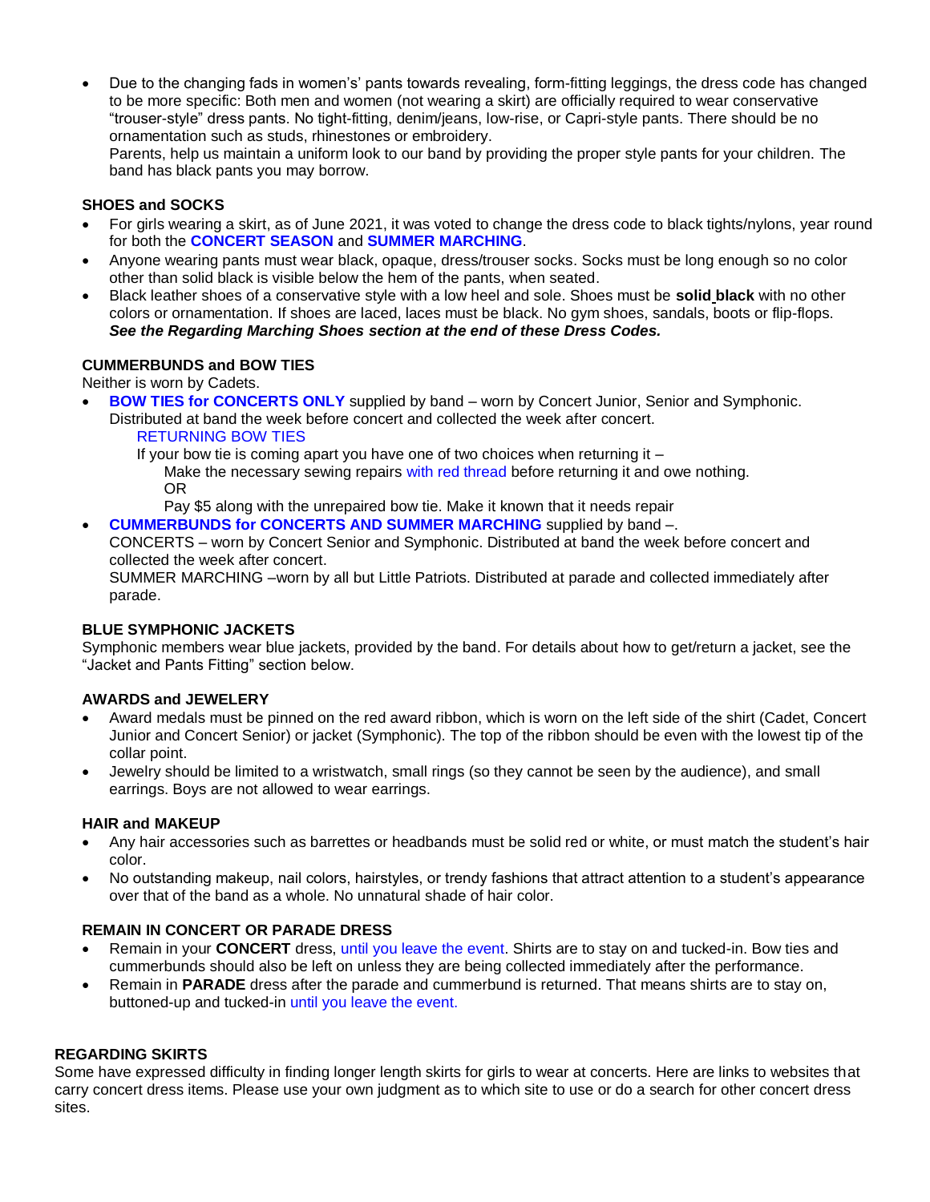- Due to the changing fads in women's' pants towards revealing, form-fitting leggings, the dress code has changed to be more specific: Both men and women (not wearing a skirt) are officially required to wear conservative "trouser-style" dress pants. No tight-fitting, denim/jeans, low-rise, or Capri-style pants. There should be no ornamentation such as studs, rhinestones or embroidery.
  Parents, help us maintain a uniform look to our band by providing the proper style pants for your children. The band has black pants you may borrow.

### SHOES and SOCKS

- For girls wearing a skirt, as of June 2021, it was voted to change the dress code to black tights/nylons, year round for both the **CONCERT SEASON** and **SUMMER MARCHING**.
- Anyone wearing pants must wear black, opaque, dress/trouser socks. Socks must be long enough so no color other than solid black is visible below the hem of the pants, when seated.
- Black leather shoes of a conservative style with a low heel and sole. Shoes must be **solid black** with no other colors or ornamentation. If shoes are laced, laces must be black. No gym shoes, sandals, boots or flip-flops. ***See the Regarding Marching Shoes section at the end of these Dress Codes.***

### CUMMERBUNDS and BOW TIES

Neither is worn by Cadets.

- **BOW TIES for CONCERTS ONLY** supplied by band – worn by Concert Junior, Senior and Symphonic. Distributed at band the week before concert and collected the week after concert.
  RETURNING BOW TIES
  If your bow tie is coming apart you have one of two choices when returning it –
  Make the necessary sewing repairs with red thread before returning it and owe nothing.
  OR
  Pay $5 along with the unrepaired bow tie. Make it known that it needs repair
- **CUMMERBUNDS for CONCERTS AND SUMMER MARCHING** supplied by band –.
  CONCERTS – worn by Concert Senior and Symphonic. Distributed at band the week before concert and collected the week after concert.
  SUMMER MARCHING –worn by all but Little Patriots. Distributed at parade and collected immediately after parade.

### BLUE SYMPHONIC JACKETS

Symphonic members wear blue jackets, provided by the band. For details about how to get/return a jacket, see the "Jacket and Pants Fitting" section below.

### AWARDS and JEWELERY

- Award medals must be pinned on the red award ribbon, which is worn on the left side of the shirt (Cadet, Concert Junior and Concert Senior) or jacket (Symphonic). The top of the ribbon should be even with the lowest tip of the collar point.
- Jewelry should be limited to a wristwatch, small rings (so they cannot be seen by the audience), and small earrings. Boys are not allowed to wear earrings.

### HAIR and MAKEUP

- Any hair accessories such as barrettes or headbands must be solid red or white, or must match the student's hair color.
- No outstanding makeup, nail colors, hairstyles, or trendy fashions that attract attention to a student's appearance over that of the band as a whole. No unnatural shade of hair color.

### REMAIN IN CONCERT OR PARADE DRESS

- Remain in your **CONCERT** dress, until you leave the event. Shirts are to stay on and tucked-in. Bow ties and cummerbunds should also be left on unless they are being collected immediately after the performance.
- Remain in **PARADE** dress after the parade and cummerbund is returned. That means shirts are to stay on, buttoned-up and tucked-in until you leave the event.

### REGARDING SKIRTS

Some have expressed difficulty in finding longer length skirts for girls to wear at concerts. Here are links to websites that carry concert dress items. Please use your own judgment as to which site to use or do a search for other concert dress sites.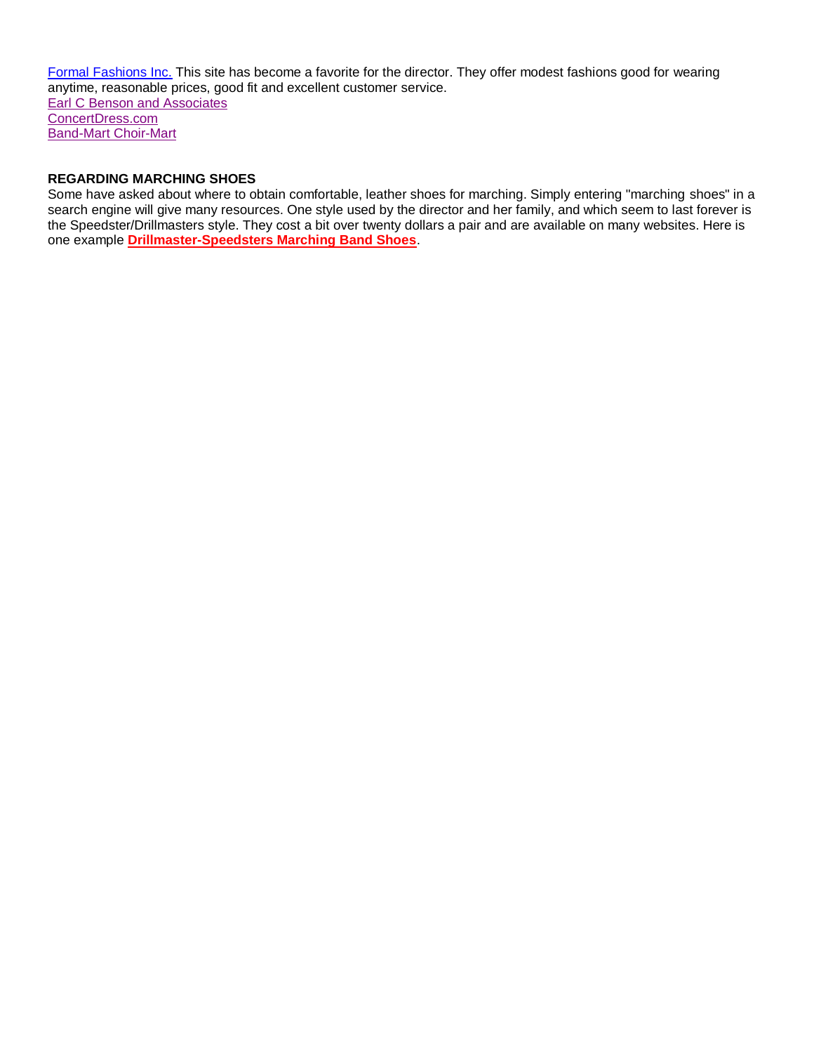Formal Fashions Inc. This site has become a favorite for the director. They offer modest fashions good for wearing anytime, reasonable prices, good fit and excellent customer service.
Earl C Benson and Associates
ConcertDress.com
Band-Mart Choir-Mart

**REGARDING MARCHING SHOES**
Some have asked about where to obtain comfortable, leather shoes for marching. Simply entering "marching shoes" in a search engine will give many resources. One style used by the director and her family, and which seem to last forever is the Speedster/Drillmasters style. They cost a bit over twenty dollars a pair and are available on many websites. Here is one example **Drillmaster-Speedsters Marching Band Shoes**.